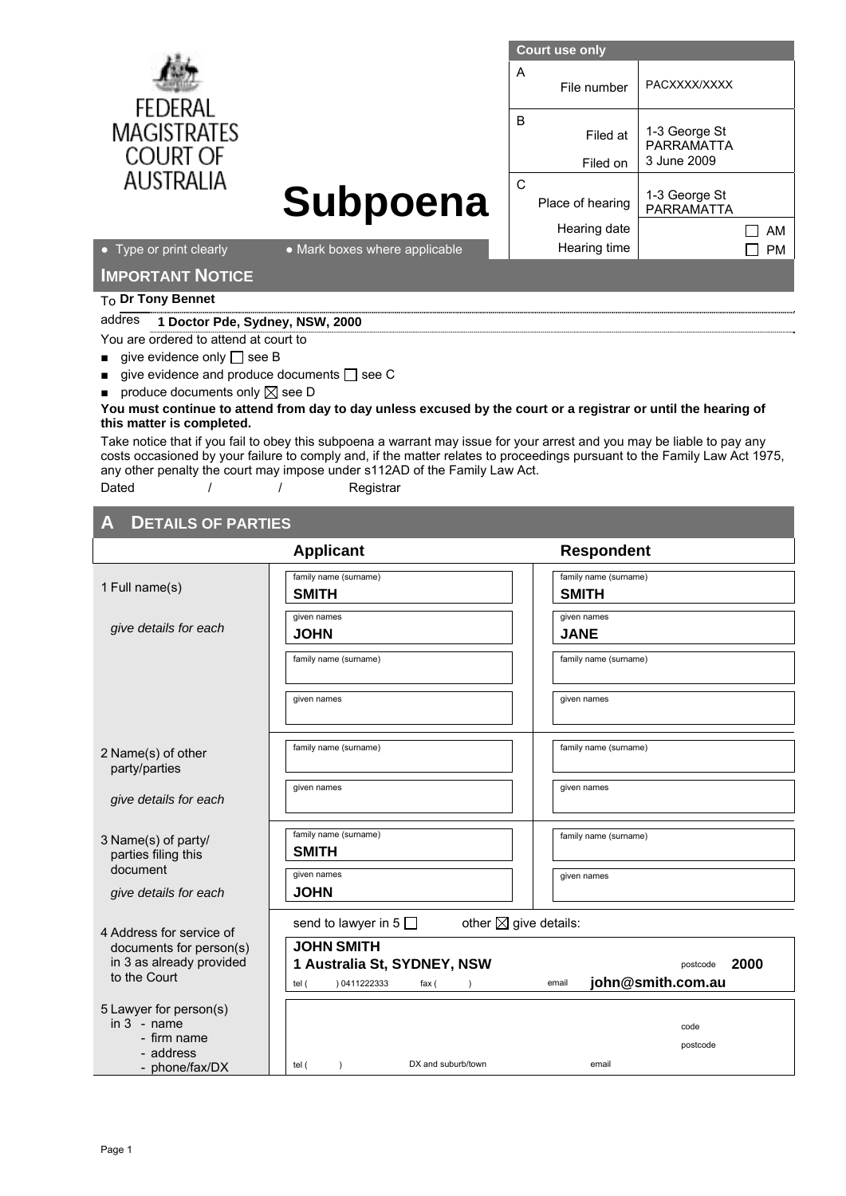FEDERAL MAGISTRATES COURT OF AUSTRALIA

# Subpoena

| Court use only | | |
|---|---|---|
| A | File number | PACXXXX/XXXX |
| B | Filed at | 1-3 George St PARRAMATTA |
| | Filed on | 3 June 2009 |
| C | Place of hearing | 1-3 George St PARRAMATTA |
| | Hearing date | ☐ AM |
| | Hearing time | ☐ PM |

- Type or print clearly
- Mark boxes where applicable

## IMPORTANT NOTICE

To **Dr Tony Bennet**

addres **1 Doctor Pde, Sydney, NSW, 2000**

You are ordered to attend at court to

- give evidence only ☐ see B
- give evidence and produce documents ☐ see C
- produce documents only ☒ see D

**You must continue to attend from day to day unless excused by the court or a registrar or until the hearing of this matter is completed.**

Take notice that if you fail to obey this subpoena a warrant may issue for your arrest and you may be liable to pay any costs occasioned by your failure to comply and, if the matter relates to proceedings pursuant to the Family Law Act 1975, any other penalty the court may impose under s112AD of the Family Law Act.

Dated / / Registrar

## A DETAILS OF PARTIES

| | Applicant | Respondent |
|---|---|---|
| 1 Full name(s) *give details for each* | family name (surname): **SMITH** | family name (surname): **SMITH** |
| | given names: **JOHN** | given names: **JANE** |
| | family name (surname): | family name (surname): |
| | given names: | given names: |
| 2 Name(s) of other party/parties *give details for each* | family name (surname): | family name (surname): |
| | given names: | given names: |
| 3 Name(s) of party/ parties filing this document *give details for each* | family name (surname): **SMITH** | family name (surname): |
| | given names: **JOHN** | given names: |

4 Address for service of documents for person(s) in 3 as already provided to the Court

send to lawyer in 5 ☐ other ☒ give details:

**JOHN SMITH**
**1 Australia St, SYDNEY, NSW** postcode **2000**
tel ( ) 0411222333 fax ( ) email **john@smith.com.au**

5 Lawyer for person(s) in 3 - name - firm name - address - phone/fax/DX

code
postcode
tel ( ) DX and suburb/town email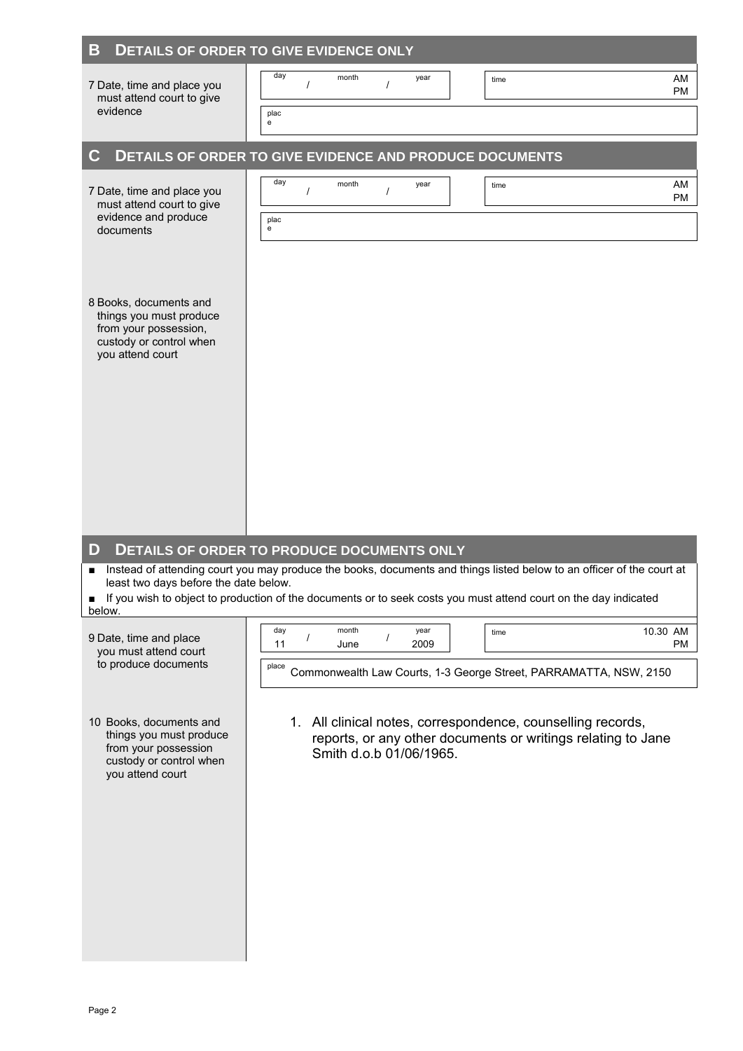## B DETAILS OF ORDER TO GIVE EVIDENCE ONLY

| | | |
|---|---|---|
| 7 Date, time and place you must attend court to give evidence | day / month / year | time AM PM |
| | place | |

## C DETAILS OF ORDER TO GIVE EVIDENCE AND PRODUCE DOCUMENTS

| | | |
|---|---|---|
| 7 Date, time and place you must attend court to give evidence and produce documents | day / month / year | time AM PM |
| | place | |
| 8 Books, documents and things you must produce from your possession, custody or control when you attend court | | |

## D DETAILS OF ORDER TO PRODUCE DOCUMENTS ONLY

- Instead of attending court you may produce the books, documents and things listed below to an officer of the court at least two days before the date below.
- If you wish to object to production of the documents or to seek costs you must attend court on the day indicated below.

| | | |
|---|---|---|
| 9 Date, time and place you must attend court to produce documents | day 11 / month June / year 2009 | time 10.30 AM PM |
| | place Commonwealth Law Courts, 1-3 George Street, PARRAMATTA, NSW, 2150 | |

10 Books, documents and things you must produce from your possession custody or control when you attend court

1. All clinical notes, correspondence, counselling records, reports, or any other documents or writings relating to Jane Smith d.o.b 01/06/1965.